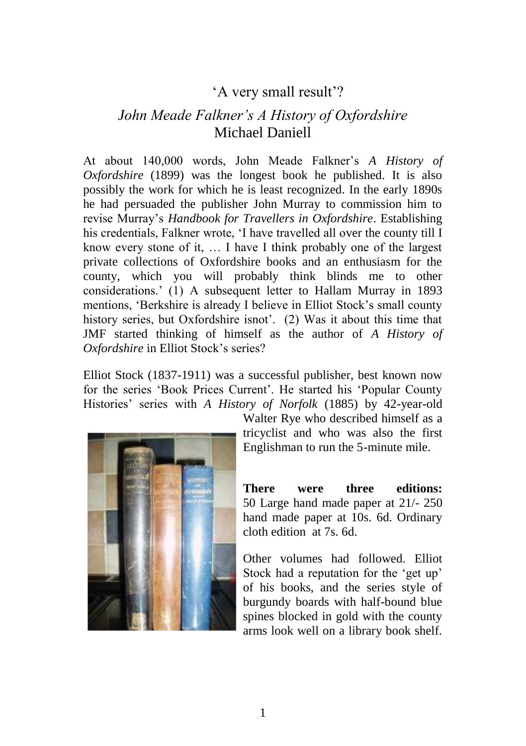# 'A very small result'?

## *John Meade Falkner's A History of Oxfordshire*

Michael Daniell

At about 140,000 words, John Meade Falkner's *A History of Oxfordshire* (1899) was the longest book he published. It is also possibly the work for which he is least recognized. In the early 1890s he had persuaded the publisher John Murray to commission him to revise Murray's *Handbook for Travellers in Oxfordshire*. Establishing his credentials, Falkner wrote, 'I have travelled all over the county till I know every stone of it, … I have I think probably one of the largest private collections of Oxfordshire books and an enthusiasm for the county, which you will probably think blinds me to other considerations.' (1) A subsequent letter to Hallam Murray in 1893 mentions, 'Berkshire is already I believe in Elliot Stock's small county history series, but Oxfordshire isnot'. (2) Was it about this time that JMF started thinking of himself as the author of *A History of Oxfordshire* in Elliot Stock's series?

Elliot Stock (1837-1911) was a successful publisher, best known now for the series 'Book Prices Current'. He started his 'Popular County Histories' series with *A History of Norfolk* (1885) by 42-year-old Walter Rye who described himself as a tricyclist and who was also the first Englishman to run the 5-minute mile.

**There were three editions:** 50 Large hand made paper at 21/- 250 hand made paper at 10s. 6d. Ordinary cloth edition at 7s. 6d.

Other volumes had followed. Elliot Stock had a reputation for the 'get up' of his books, and the series style of burgundy boards with half-bound blue spines blocked in gold with the county arms look well on a library book shelf.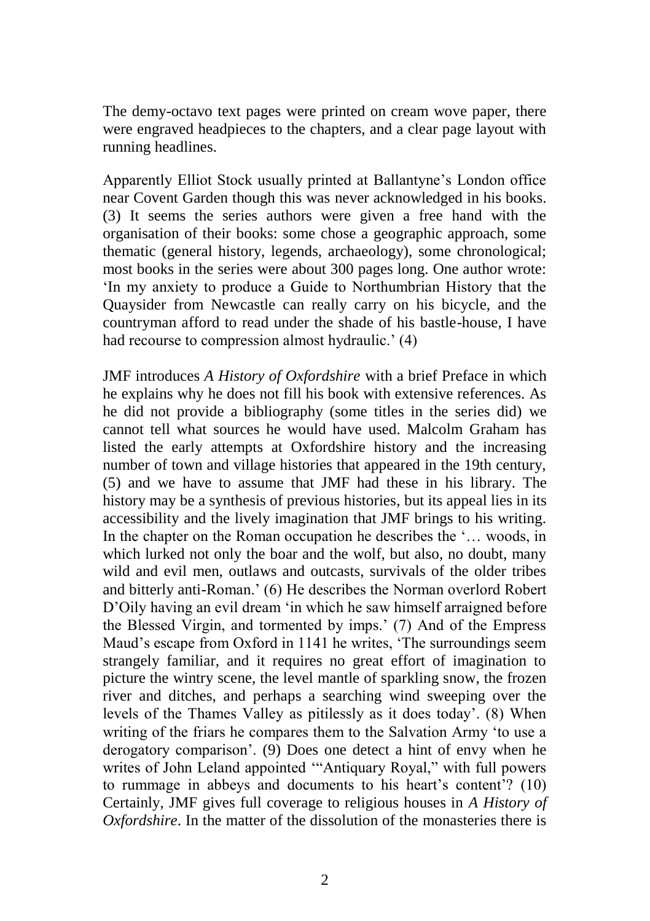The demy-octavo text pages were printed on cream wove paper, there were engraved headpieces to the chapters, and a clear page layout with running headlines.

Apparently Elliot Stock usually printed at Ballantyne's London office near Covent Garden though this was never acknowledged in his books. (3) It seems the series authors were given a free hand with the organisation of their books: some chose a geographic approach, some thematic (general history, legends, archaeology), some chronological; most books in the series were about 300 pages long. One author wrote: 'In my anxiety to produce a Guide to Northumbrian History that the Quaysider from Newcastle can really carry on his bicycle, and the countryman afford to read under the shade of his bastle-house, I have had recourse to compression almost hydraulic.' (4)

JMF introduces *A History of Oxfordshire* with a brief Preface in which he explains why he does not fill his book with extensive references. As he did not provide a bibliography (some titles in the series did) we cannot tell what sources he would have used. Malcolm Graham has listed the early attempts at Oxfordshire history and the increasing number of town and village histories that appeared in the 19th century, (5) and we have to assume that JMF had these in his library. The history may be a synthesis of previous histories, but its appeal lies in its accessibility and the lively imagination that JMF brings to his writing. In the chapter on the Roman occupation he describes the '… woods, in which lurked not only the boar and the wolf, but also, no doubt, many wild and evil men, outlaws and outcasts, survivals of the older tribes and bitterly anti-Roman.' (6) He describes the Norman overlord Robert D'Oily having an evil dream 'in which he saw himself arraigned before the Blessed Virgin, and tormented by imps.' (7) And of the Empress Maud's escape from Oxford in 1141 he writes, 'The surroundings seem strangely familiar, and it requires no great effort of imagination to picture the wintry scene, the level mantle of sparkling snow, the frozen river and ditches, and perhaps a searching wind sweeping over the levels of the Thames Valley as pitilessly as it does today'. (8) When writing of the friars he compares them to the Salvation Army 'to use a derogatory comparison'. (9) Does one detect a hint of envy when he writes of John Leland appointed '"Antiquary Royal," with full powers to rummage in abbeys and documents to his heart's content'? (10) Certainly, JMF gives full coverage to religious houses in *A History of Oxfordshire*. In the matter of the dissolution of the monasteries there is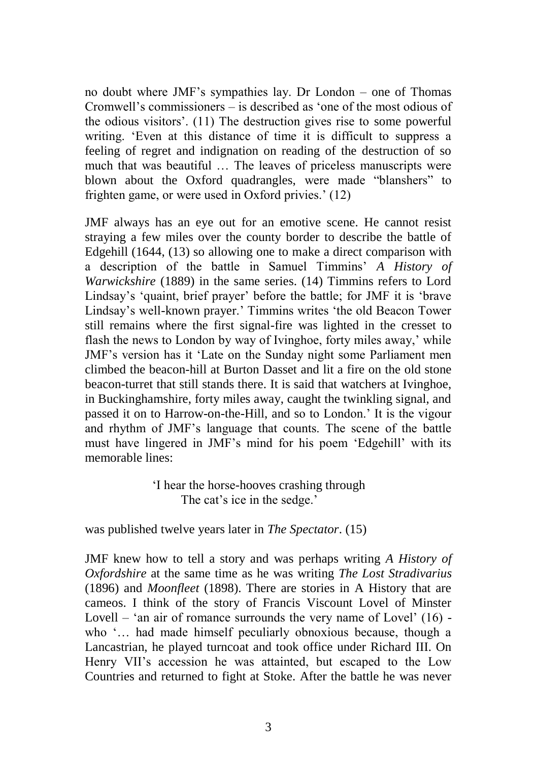no doubt where JMF's sympathies lay. Dr London – one of Thomas Cromwell's commissioners – is described as 'one of the most odious of the odious visitors'. (11) The destruction gives rise to some powerful writing. 'Even at this distance of time it is difficult to suppress a feeling of regret and indignation on reading of the destruction of so much that was beautiful … The leaves of priceless manuscripts were blown about the Oxford quadrangles, were made "blanshers" to frighten game, or were used in Oxford privies.' (12)

JMF always has an eye out for an emotive scene. He cannot resist straying a few miles over the county border to describe the battle of Edgehill (1644, (13) so allowing one to make a direct comparison with a description of the battle in Samuel Timmins' *A History of Warwickshire* (1889) in the same series. (14) Timmins refers to Lord Lindsay's 'quaint, brief prayer' before the battle; for JMF it is 'brave Lindsay's well-known prayer.' Timmins writes 'the old Beacon Tower still remains where the first signal-fire was lighted in the cresset to flash the news to London by way of Ivinghoe, forty miles away,' while JMF's version has it 'Late on the Sunday night some Parliament men climbed the beacon-hill at Burton Dasset and lit a fire on the old stone beacon-turret that still stands there. It is said that watchers at Ivinghoe, in Buckinghamshire, forty miles away, caught the twinkling signal, and passed it on to Harrow-on-the-Hill, and so to London.' It is the vigour and rhythm of JMF's language that counts. The scene of the battle must have lingered in JMF's mind for his poem 'Edgehill' with its memorable lines:

> 'I hear the horse-hooves crashing through
> The cat's ice in the sedge.'

was published twelve years later in *The Spectator*. (15)

JMF knew how to tell a story and was perhaps writing *A History of Oxfordshire* at the same time as he was writing *The Lost Stradivarius* (1896) and *Moonfleet* (1898). There are stories in A History that are cameos. I think of the story of Francis Viscount Lovel of Minster Lovell – 'an air of romance surrounds the very name of Lovel' (16) - who '… had made himself peculiarly obnoxious because, though a Lancastrian, he played turncoat and took office under Richard III. On Henry VII's accession he was attainted, but escaped to the Low Countries and returned to fight at Stoke. After the battle he was never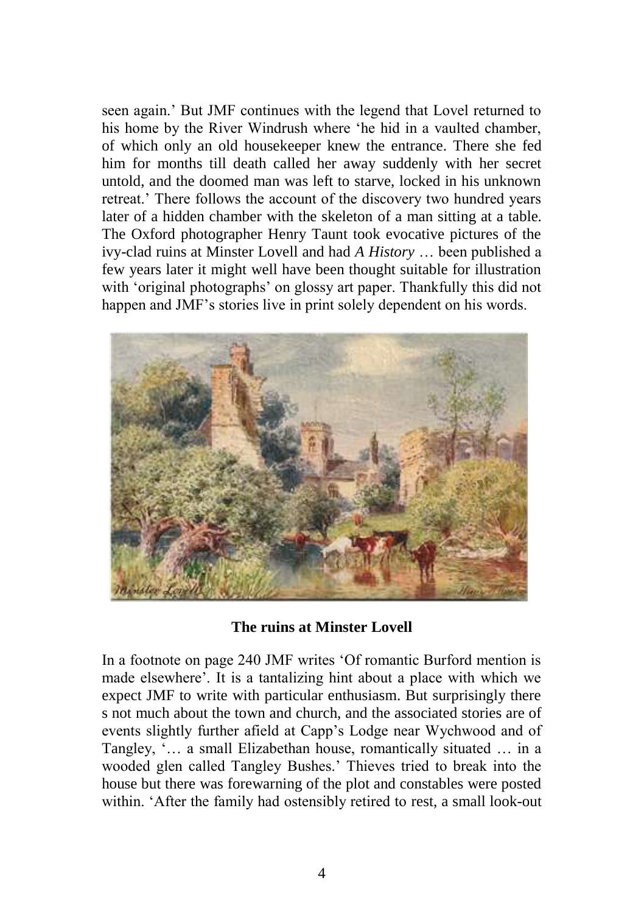seen again.' But JMF continues with the legend that Lovel returned to his home by the River Windrush where 'he hid in a vaulted chamber, of which only an old housekeeper knew the entrance. There she fed him for months till death called her away suddenly with her secret untold, and the doomed man was left to starve, locked in his unknown retreat.' There follows the account of the discovery two hundred years later of a hidden chamber with the skeleton of a man sitting at a table. The Oxford photographer Henry Taunt took evocative pictures of the ivy-clad ruins at Minster Lovell and had *A History* … been published a few years later it might well have been thought suitable for illustration with 'original photographs' on glossy art paper. Thankfully this did not happen and JMF's stories live in print solely dependent on his words.

**The ruins at Minster Lovell**

In a footnote on page 240 JMF writes 'Of romantic Burford mention is made elsewhere'. It is a tantalizing hint about a place with which we expect JMF to write with particular enthusiasm. But surprisingly there s not much about the town and church, and the associated stories are of events slightly further afield at Capp's Lodge near Wychwood and of Tangley, '… a small Elizabethan house, romantically situated … in a wooded glen called Tangley Bushes.' Thieves tried to break into the house but there was forewarning of the plot and constables were posted within. 'After the family had ostensibly retired to rest, a small look-out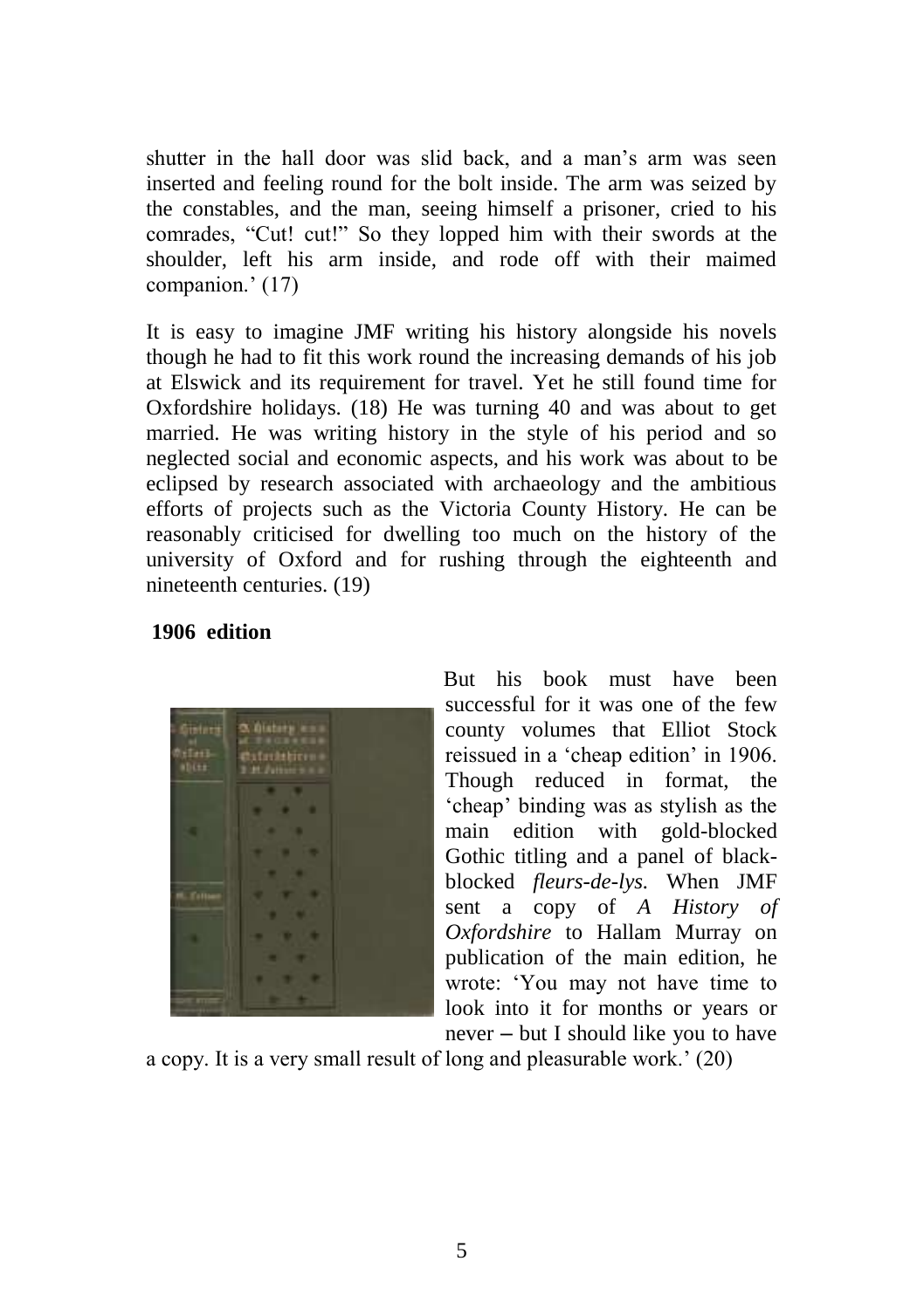shutter in the hall door was slid back, and a man's arm was seen inserted and feeling round for the bolt inside. The arm was seized by the constables, and the man, seeing himself a prisoner, cried to his comrades, "Cut! cut!" So they lopped him with their swords at the shoulder, left his arm inside, and rode off with their maimed companion.' (17)

It is easy to imagine JMF writing his history alongside his novels though he had to fit this work round the increasing demands of his job at Elswick and its requirement for travel. Yet he still found time for Oxfordshire holidays. (18) He was turning 40 and was about to get married. He was writing history in the style of his period and so neglected social and economic aspects, and his work was about to be eclipsed by research associated with archaeology and the ambitious efforts of projects such as the Victoria County History. He can be reasonably criticised for dwelling too much on the history of the university of Oxford and for rushing through the eighteenth and nineteenth centuries. (19)

**1906 edition**

But his book must have been successful for it was one of the few county volumes that Elliot Stock reissued in a 'cheap edition' in 1906. Though reduced in format, the 'cheap' binding was as stylish as the main edition with gold-blocked Gothic titling and a panel of black-blocked *fleurs-de-lys.* When JMF sent a copy of *A History of Oxfordshire* to Hallam Murray on publication of the main edition, he wrote: 'You may not have time to look into it for months or years or never – but I should like you to have a copy. It is a very small result of long and pleasurable work.' (20)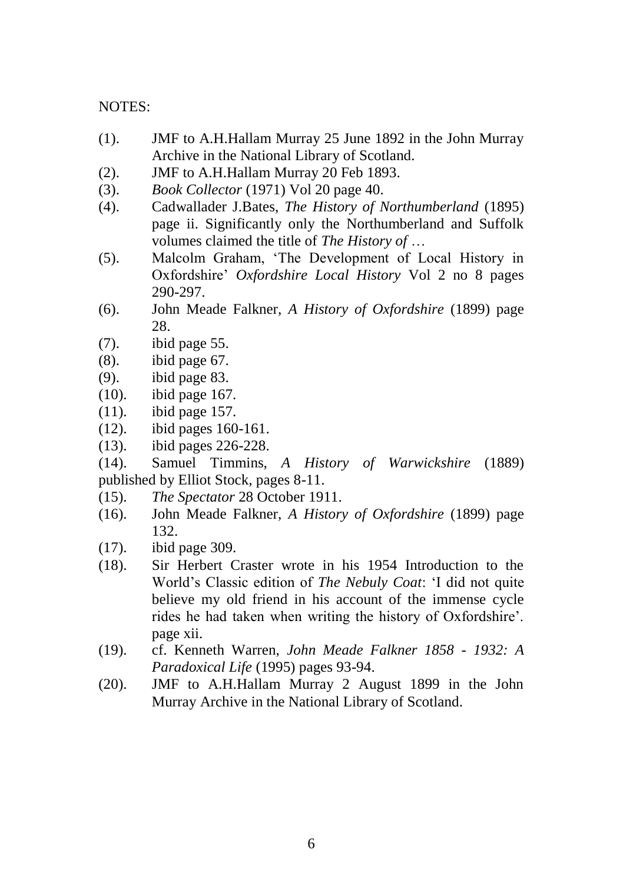NOTES:

(1). JMF to A.H.Hallam Murray 25 June 1892 in the John Murray Archive in the National Library of Scotland.

(2). JMF to A.H.Hallam Murray 20 Feb 1893.

(3). *Book Collector* (1971) Vol 20 page 40.

(4). Cadwallader J.Bates, *The History of Northumberland* (1895) page ii. Significantly only the Northumberland and Suffolk volumes claimed the title of *The History of* …

(5). Malcolm Graham, 'The Development of Local History in Oxfordshire' *Oxfordshire Local History* Vol 2 no 8 pages 290-297.

(6). John Meade Falkner, *A History of Oxfordshire* (1899) page 28.

(7). ibid page 55.

(8). ibid page 67.

(9). ibid page 83.

(10). ibid page 167.

(11). ibid page 157.

(12). ibid pages 160-161.

(13). ibid pages 226-228.

(14). Samuel Timmins, *A History of Warwickshire* (1889) published by Elliot Stock, pages 8-11.

(15). *The Spectator* 28 October 1911.

(16). John Meade Falkner, *A History of Oxfordshire* (1899) page 132.

(17). ibid page 309.

(18). Sir Herbert Craster wrote in his 1954 Introduction to the World's Classic edition of *The Nebuly Coat*: 'I did not quite believe my old friend in his account of the immense cycle rides he had taken when writing the history of Oxfordshire'. page xii.

(19). cf. Kenneth Warren, *John Meade Falkner 1858 - 1932: A Paradoxical Life* (1995) pages 93-94.

(20). JMF to A.H.Hallam Murray 2 August 1899 in the John Murray Archive in the National Library of Scotland.